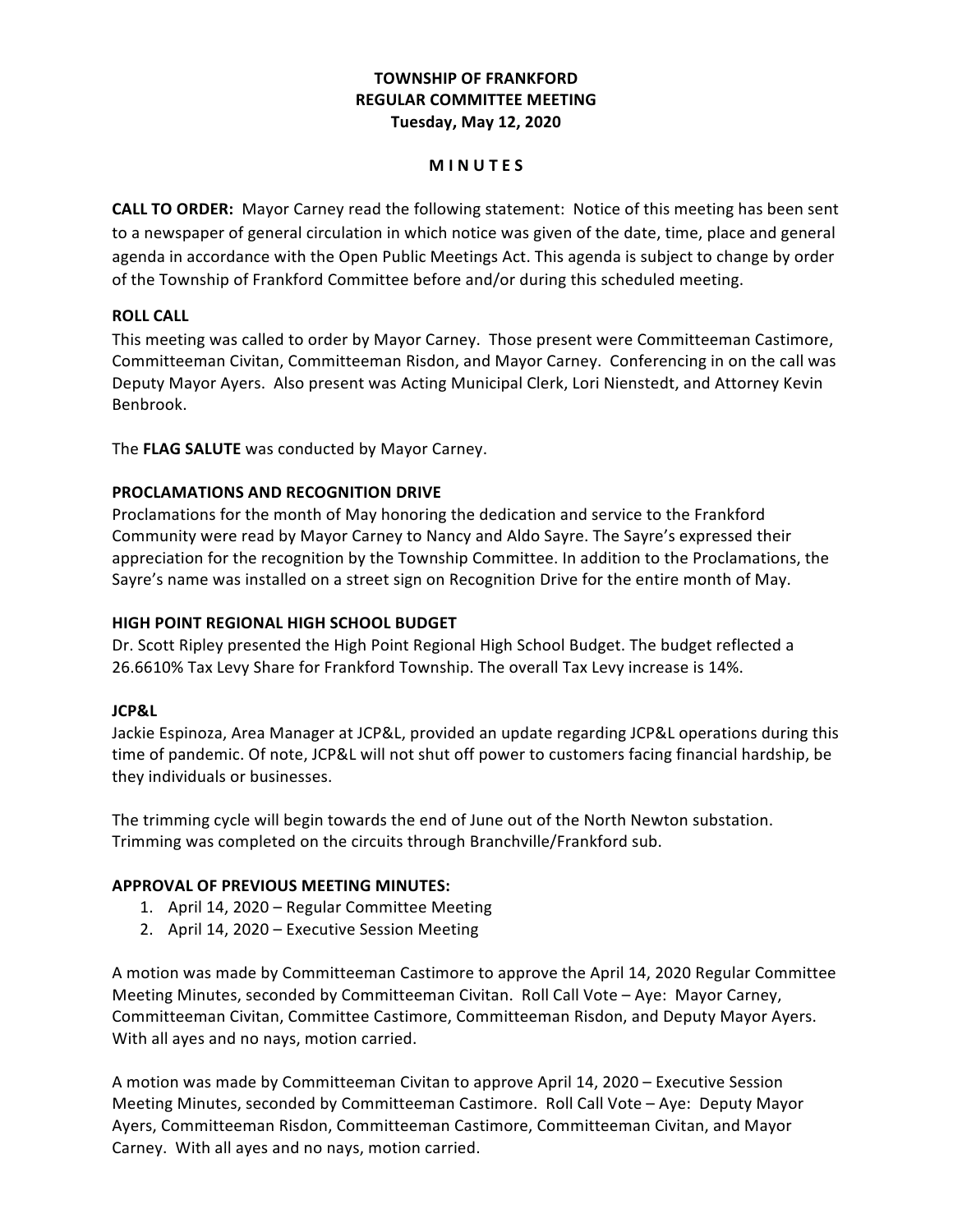**TOWNSHIP OF FRANKFORD**
**REGULAR COMMITTEE MEETING**
**Tuesday, May 12, 2020**

**M I N U T E S**

**CALL TO ORDER:** Mayor Carney read the following statement: Notice of this meeting has been sent to a newspaper of general circulation in which notice was given of the date, time, place and general agenda in accordance with the Open Public Meetings Act. This agenda is subject to change by order of the Township of Frankford Committee before and/or during this scheduled meeting.

**ROLL CALL**

This meeting was called to order by Mayor Carney. Those present were Committeeman Castimore, Committeeman Civitan, Committeeman Risdon, and Mayor Carney. Conferencing in on the call was Deputy Mayor Ayers. Also present was Acting Municipal Clerk, Lori Nienstedt, and Attorney Kevin Benbrook.

The **FLAG SALUTE** was conducted by Mayor Carney.

**PROCLAMATIONS AND RECOGNITION DRIVE**

Proclamations for the month of May honoring the dedication and service to the Frankford Community were read by Mayor Carney to Nancy and Aldo Sayre. The Sayre's expressed their appreciation for the recognition by the Township Committee. In addition to the Proclamations, the Sayre's name was installed on a street sign on Recognition Drive for the entire month of May.

**HIGH POINT REGIONAL HIGH SCHOOL BUDGET**

Dr. Scott Ripley presented the High Point Regional High School Budget. The budget reflected a 26.6610% Tax Levy Share for Frankford Township. The overall Tax Levy increase is 14%.

**JCP&L**

Jackie Espinoza, Area Manager at JCP&L, provided an update regarding JCP&L operations during this time of pandemic. Of note, JCP&L will not shut off power to customers facing financial hardship, be they individuals or businesses.

The trimming cycle will begin towards the end of June out of the North Newton substation. Trimming was completed on the circuits through Branchville/Frankford sub.

**APPROVAL OF PREVIOUS MEETING MINUTES:**

1. April 14, 2020 – Regular Committee Meeting
2. April 14, 2020 – Executive Session Meeting

A motion was made by Committeeman Castimore to approve the April 14, 2020 Regular Committee Meeting Minutes, seconded by Committeeman Civitan. Roll Call Vote – Aye: Mayor Carney, Committeeman Civitan, Committee Castimore, Committeeman Risdon, and Deputy Mayor Ayers. With all ayes and no nays, motion carried.

A motion was made by Committeeman Civitan to approve April 14, 2020 – Executive Session Meeting Minutes, seconded by Committeeman Castimore. Roll Call Vote – Aye: Deputy Mayor Ayers, Committeeman Risdon, Committeeman Castimore, Committeeman Civitan, and Mayor Carney. With all ayes and no nays, motion carried.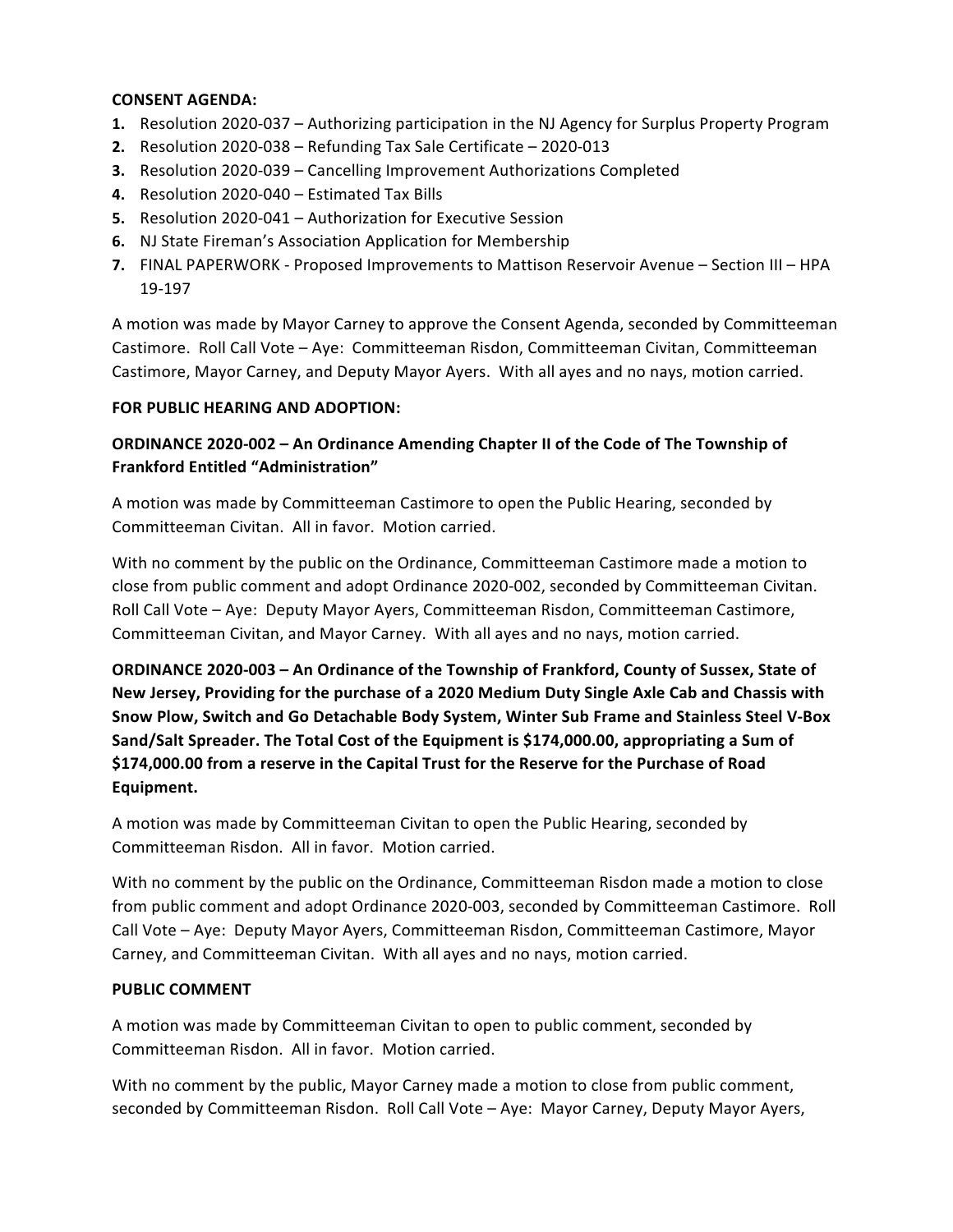**CONSENT AGENDA:**

1. Resolution 2020-037 – Authorizing participation in the NJ Agency for Surplus Property Program
2. Resolution 2020-038 – Refunding Tax Sale Certificate – 2020-013
3. Resolution 2020-039 – Cancelling Improvement Authorizations Completed
4. Resolution 2020-040 – Estimated Tax Bills
5. Resolution 2020-041 – Authorization for Executive Session
6. NJ State Fireman's Association Application for Membership
7. FINAL PAPERWORK - Proposed Improvements to Mattison Reservoir Avenue – Section III – HPA 19-197

A motion was made by Mayor Carney to approve the Consent Agenda, seconded by Committeeman Castimore. Roll Call Vote – Aye: Committeeman Risdon, Committeeman Civitan, Committeeman Castimore, Mayor Carney, and Deputy Mayor Ayers. With all ayes and no nays, motion carried.

**FOR PUBLIC HEARING AND ADOPTION:**

**ORDINANCE 2020-002 – An Ordinance Amending Chapter II of the Code of The Township of Frankford Entitled "Administration"**

A motion was made by Committeeman Castimore to open the Public Hearing, seconded by Committeeman Civitan. All in favor. Motion carried.

With no comment by the public on the Ordinance, Committeeman Castimore made a motion to close from public comment and adopt Ordinance 2020-002, seconded by Committeeman Civitan. Roll Call Vote – Aye: Deputy Mayor Ayers, Committeeman Risdon, Committeeman Castimore, Committeeman Civitan, and Mayor Carney. With all ayes and no nays, motion carried.

**ORDINANCE 2020-003 – An Ordinance of the Township of Frankford, County of Sussex, State of New Jersey, Providing for the purchase of a 2020 Medium Duty Single Axle Cab and Chassis with Snow Plow, Switch and Go Detachable Body System, Winter Sub Frame and Stainless Steel V-Box Sand/Salt Spreader. The Total Cost of the Equipment is $174,000.00, appropriating a Sum of $174,000.00 from a reserve in the Capital Trust for the Reserve for the Purchase of Road Equipment.**

A motion was made by Committeeman Civitan to open the Public Hearing, seconded by Committeeman Risdon. All in favor. Motion carried.

With no comment by the public on the Ordinance, Committeeman Risdon made a motion to close from public comment and adopt Ordinance 2020-003, seconded by Committeeman Castimore. Roll Call Vote – Aye: Deputy Mayor Ayers, Committeeman Risdon, Committeeman Castimore, Mayor Carney, and Committeeman Civitan. With all ayes and no nays, motion carried.

**PUBLIC COMMENT**

A motion was made by Committeeman Civitan to open to public comment, seconded by Committeeman Risdon. All in favor. Motion carried.

With no comment by the public, Mayor Carney made a motion to close from public comment, seconded by Committeeman Risdon. Roll Call Vote – Aye: Mayor Carney, Deputy Mayor Ayers,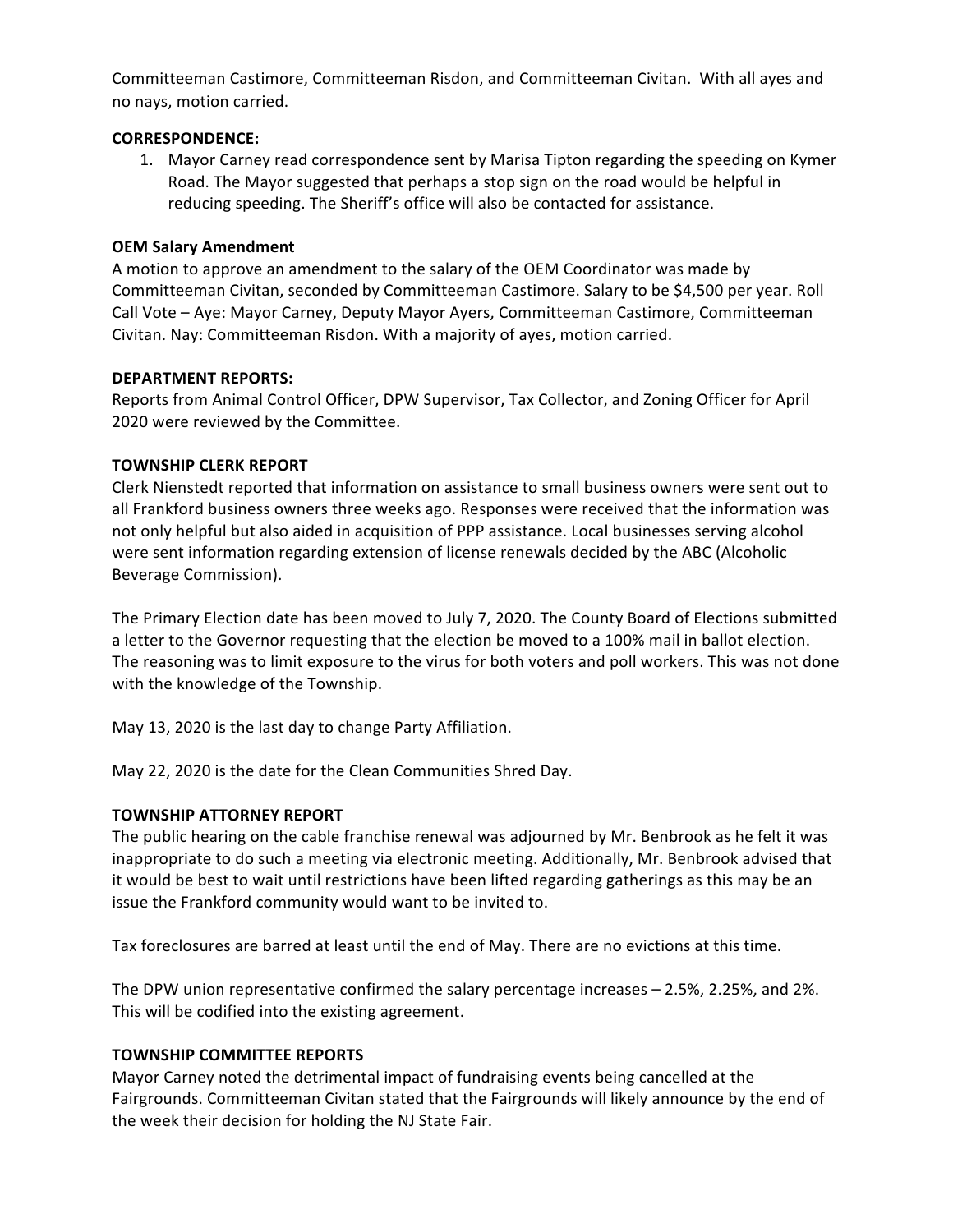Committeeman Castimore, Committeeman Risdon, and Committeeman Civitan. With all ayes and no nays, motion carried.

**CORRESPONDENCE:**

1. Mayor Carney read correspondence sent by Marisa Tipton regarding the speeding on Kymer Road. The Mayor suggested that perhaps a stop sign on the road would be helpful in reducing speeding. The Sheriff's office will also be contacted for assistance.

**OEM Salary Amendment**

A motion to approve an amendment to the salary of the OEM Coordinator was made by Committeeman Civitan, seconded by Committeeman Castimore. Salary to be $4,500 per year. Roll Call Vote – Aye: Mayor Carney, Deputy Mayor Ayers, Committeeman Castimore, Committeeman Civitan. Nay: Committeeman Risdon. With a majority of ayes, motion carried.

**DEPARTMENT REPORTS:**

Reports from Animal Control Officer, DPW Supervisor, Tax Collector, and Zoning Officer for April 2020 were reviewed by the Committee.

**TOWNSHIP CLERK REPORT**

Clerk Nienstedt reported that information on assistance to small business owners were sent out to all Frankford business owners three weeks ago. Responses were received that the information was not only helpful but also aided in acquisition of PPP assistance. Local businesses serving alcohol were sent information regarding extension of license renewals decided by the ABC (Alcoholic Beverage Commission).

The Primary Election date has been moved to July 7, 2020. The County Board of Elections submitted a letter to the Governor requesting that the election be moved to a 100% mail in ballot election. The reasoning was to limit exposure to the virus for both voters and poll workers. This was not done with the knowledge of the Township.

May 13, 2020 is the last day to change Party Affiliation.

May 22, 2020 is the date for the Clean Communities Shred Day.

**TOWNSHIP ATTORNEY REPORT**

The public hearing on the cable franchise renewal was adjourned by Mr. Benbrook as he felt it was inappropriate to do such a meeting via electronic meeting. Additionally, Mr. Benbrook advised that it would be best to wait until restrictions have been lifted regarding gatherings as this may be an issue the Frankford community would want to be invited to.

Tax foreclosures are barred at least until the end of May. There are no evictions at this time.

The DPW union representative confirmed the salary percentage increases – 2.5%, 2.25%, and 2%. This will be codified into the existing agreement.

**TOWNSHIP COMMITTEE REPORTS**

Mayor Carney noted the detrimental impact of fundraising events being cancelled at the Fairgrounds. Committeeman Civitan stated that the Fairgrounds will likely announce by the end of the week their decision for holding the NJ State Fair.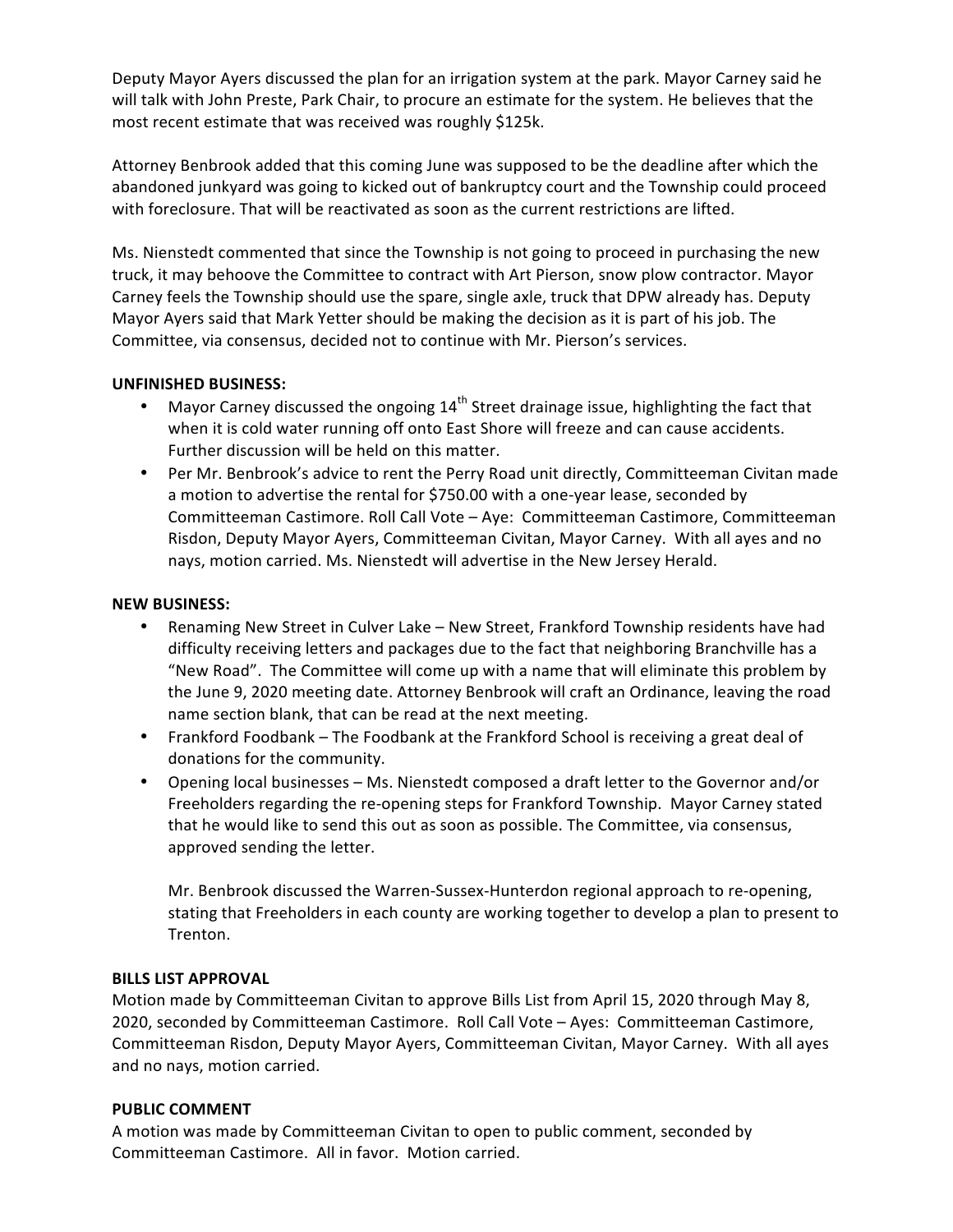Deputy Mayor Ayers discussed the plan for an irrigation system at the park. Mayor Carney said he will talk with John Preste, Park Chair, to procure an estimate for the system. He believes that the most recent estimate that was received was roughly $125k.

Attorney Benbrook added that this coming June was supposed to be the deadline after which the abandoned junkyard was going to kicked out of bankruptcy court and the Township could proceed with foreclosure. That will be reactivated as soon as the current restrictions are lifted.

Ms. Nienstedt commented that since the Township is not going to proceed in purchasing the new truck, it may behoove the Committee to contract with Art Pierson, snow plow contractor. Mayor Carney feels the Township should use the spare, single axle, truck that DPW already has. Deputy Mayor Ayers said that Mark Yetter should be making the decision as it is part of his job. The Committee, via consensus, decided not to continue with Mr. Pierson's services.

**UNFINISHED BUSINESS:**

- Mayor Carney discussed the ongoing 14th Street drainage issue, highlighting the fact that when it is cold water running off onto East Shore will freeze and can cause accidents. Further discussion will be held on this matter.
- Per Mr. Benbrook's advice to rent the Perry Road unit directly, Committeeman Civitan made a motion to advertise the rental for $750.00 with a one-year lease, seconded by Committeeman Castimore. Roll Call Vote – Aye: Committeeman Castimore, Committeeman Risdon, Deputy Mayor Ayers, Committeeman Civitan, Mayor Carney. With all ayes and no nays, motion carried. Ms. Nienstedt will advertise in the New Jersey Herald.

**NEW BUSINESS:**

- Renaming New Street in Culver Lake – New Street, Frankford Township residents have had difficulty receiving letters and packages due to the fact that neighboring Branchville has a "New Road". The Committee will come up with a name that will eliminate this problem by the June 9, 2020 meeting date. Attorney Benbrook will craft an Ordinance, leaving the road name section blank, that can be read at the next meeting.
- Frankford Foodbank – The Foodbank at the Frankford School is receiving a great deal of donations for the community.
- Opening local businesses – Ms. Nienstedt composed a draft letter to the Governor and/or Freeholders regarding the re-opening steps for Frankford Township. Mayor Carney stated that he would like to send this out as soon as possible. The Committee, via consensus, approved sending the letter.

  Mr. Benbrook discussed the Warren-Sussex-Hunterdon regional approach to re-opening, stating that Freeholders in each county are working together to develop a plan to present to Trenton.

**BILLS LIST APPROVAL**

Motion made by Committeeman Civitan to approve Bills List from April 15, 2020 through May 8, 2020, seconded by Committeeman Castimore. Roll Call Vote – Ayes: Committeeman Castimore, Committeeman Risdon, Deputy Mayor Ayers, Committeeman Civitan, Mayor Carney. With all ayes and no nays, motion carried.

**PUBLIC COMMENT**

A motion was made by Committeeman Civitan to open to public comment, seconded by Committeeman Castimore. All in favor. Motion carried.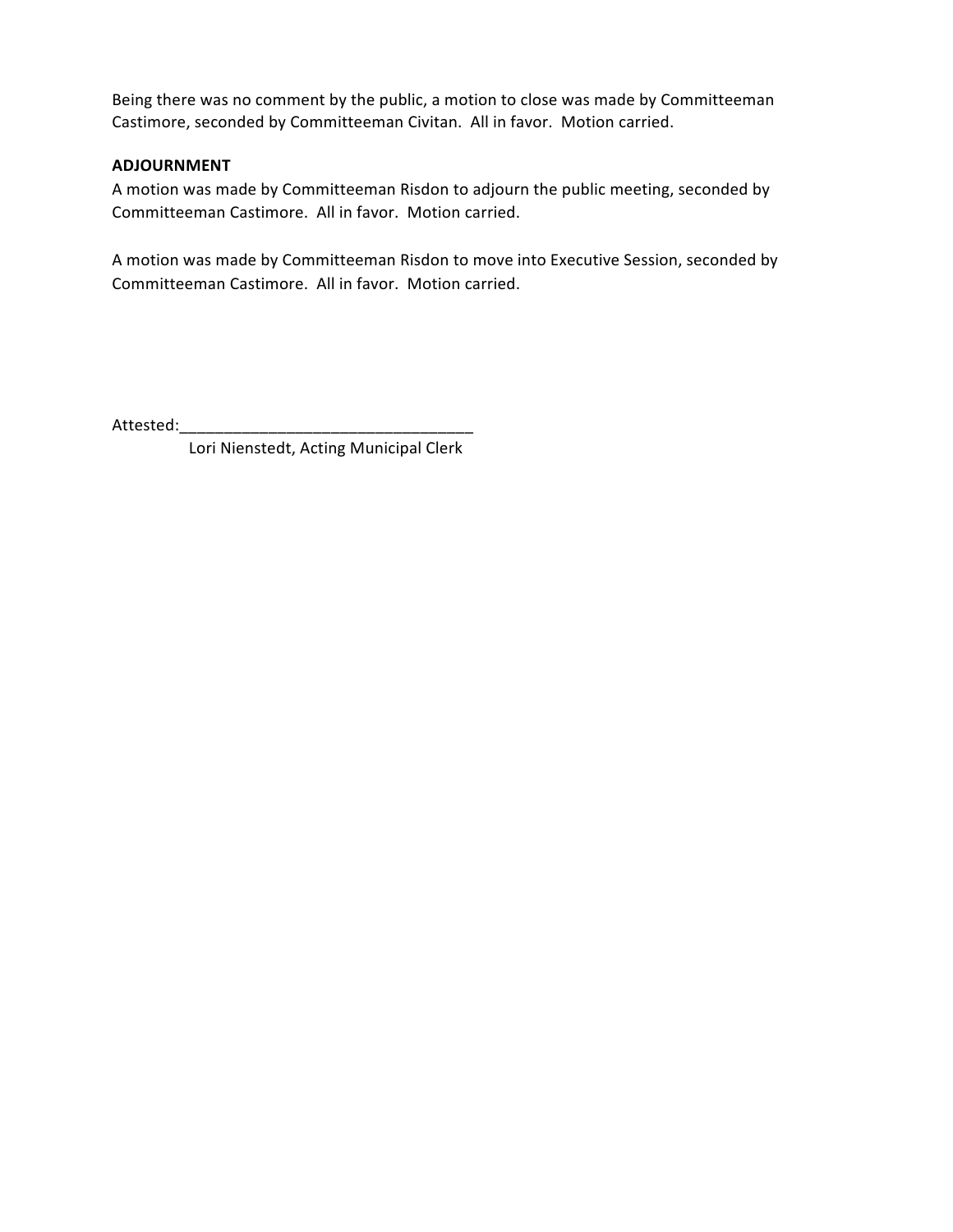Being there was no comment by the public, a motion to close was made by Committeeman Castimore, seconded by Committeeman Civitan. All in favor. Motion carried.

**ADJOURNMENT**

A motion was made by Committeeman Risdon to adjourn the public meeting, seconded by Committeeman Castimore. All in favor. Motion carried.

A motion was made by Committeeman Risdon to move into Executive Session, seconded by Committeeman Castimore. All in favor. Motion carried.

Attested:_________________________________

Lori Nienstedt, Acting Municipal Clerk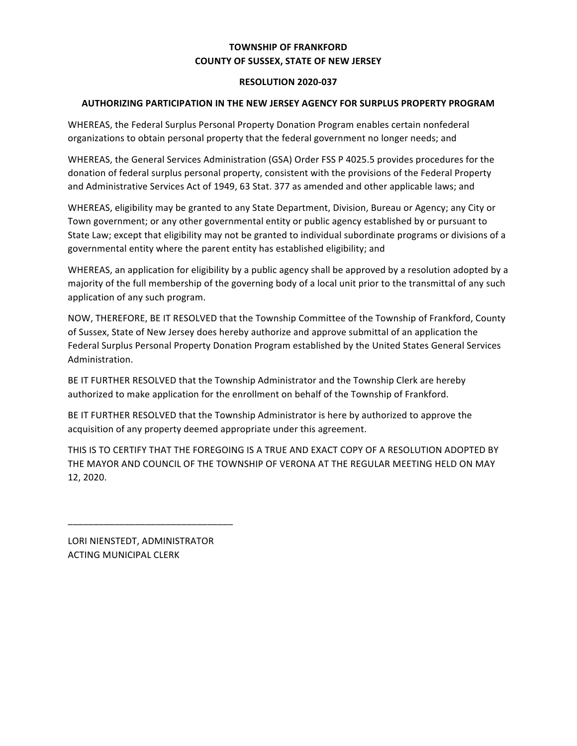**TOWNSHIP OF FRANKFORD**
**COUNTY OF SUSSEX, STATE OF NEW JERSEY**

**RESOLUTION 2020-037**

**AUTHORIZING PARTICIPATION IN THE NEW JERSEY AGENCY FOR SURPLUS PROPERTY PROGRAM**

WHEREAS, the Federal Surplus Personal Property Donation Program enables certain nonfederal organizations to obtain personal property that the federal government no longer needs; and

WHEREAS, the General Services Administration (GSA) Order FSS P 4025.5 provides procedures for the donation of federal surplus personal property, consistent with the provisions of the Federal Property and Administrative Services Act of 1949, 63 Stat. 377 as amended and other applicable laws; and

WHEREAS, eligibility may be granted to any State Department, Division, Bureau or Agency; any City or Town government; or any other governmental entity or public agency established by or pursuant to State Law; except that eligibility may not be granted to individual subordinate programs or divisions of a governmental entity where the parent entity has established eligibility; and

WHEREAS, an application for eligibility by a public agency shall be approved by a resolution adopted by a majority of the full membership of the governing body of a local unit prior to the transmittal of any such application of any such program.

NOW, THEREFORE, BE IT RESOLVED that the Township Committee of the Township of Frankford, County of Sussex, State of New Jersey does hereby authorize and approve submittal of an application the Federal Surplus Personal Property Donation Program established by the United States General Services Administration.

BE IT FURTHER RESOLVED that the Township Administrator and the Township Clerk are hereby authorized to make application for the enrollment on behalf of the Township of Frankford.

BE IT FURTHER RESOLVED that the Township Administrator is here by authorized to approve the acquisition of any property deemed appropriate under this agreement.

THIS IS TO CERTIFY THAT THE FOREGOING IS A TRUE AND EXACT COPY OF A RESOLUTION ADOPTED BY THE MAYOR AND COUNCIL OF THE TOWNSHIP OF VERONA AT THE REGULAR MEETING HELD ON MAY 12, 2020.

\_\_\_\_\_\_\_\_\_\_\_\_\_\_\_\_\_\_\_\_\_\_\_\_\_\_\_\_\_\_\_\_\_\_

LORI NIENSTEDT, ADMINISTRATOR
ACTING MUNICIPAL CLERK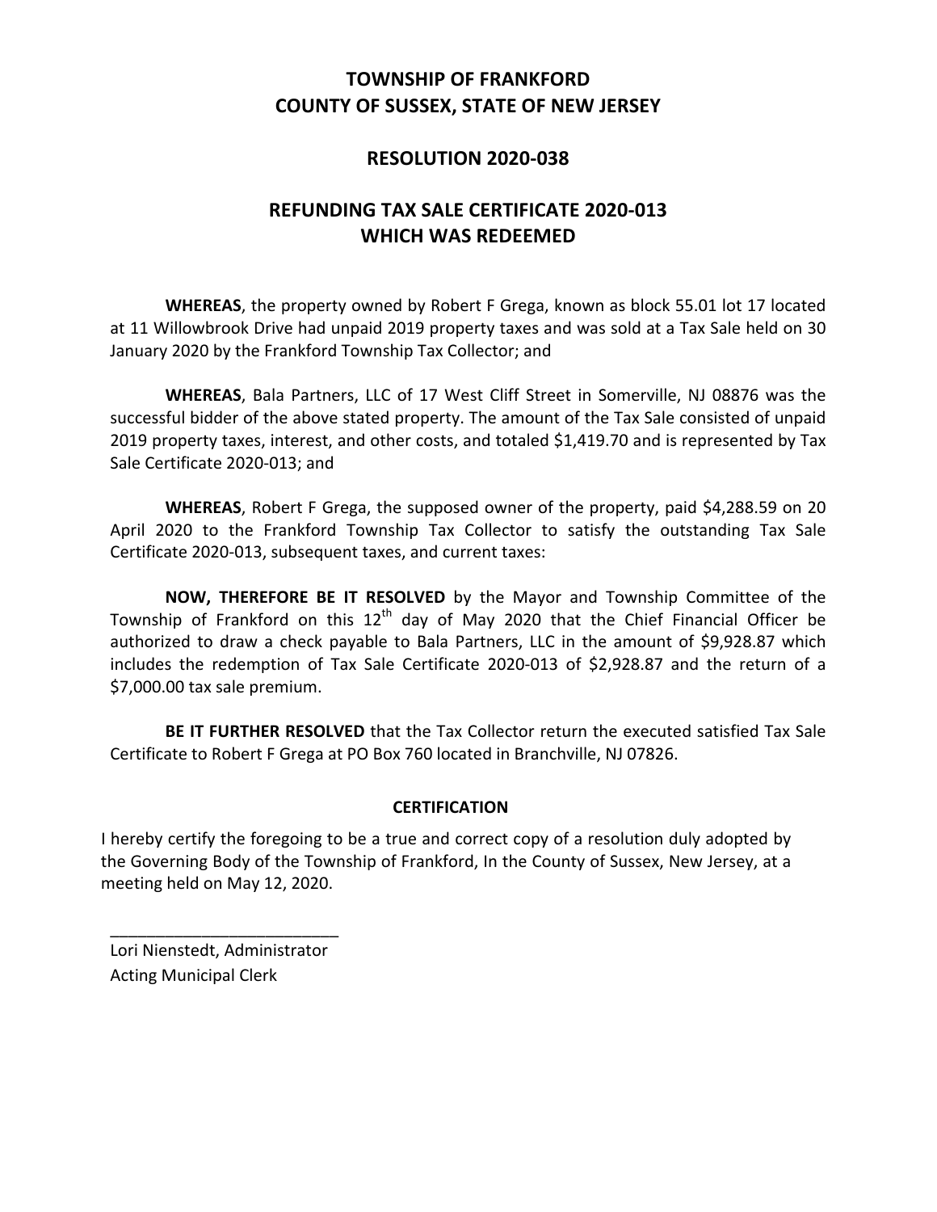# TOWNSHIP OF FRANKFORD
# COUNTY OF SUSSEX, STATE OF NEW JERSEY

## RESOLUTION 2020-038

## REFUNDING TAX SALE CERTIFICATE 2020-013 WHICH WAS REDEEMED

**WHEREAS**, the property owned by Robert F Grega, known as block 55.01 lot 17 located at 11 Willowbrook Drive had unpaid 2019 property taxes and was sold at a Tax Sale held on 30 January 2020 by the Frankford Township Tax Collector; and

**WHEREAS**, Bala Partners, LLC of 17 West Cliff Street in Somerville, NJ 08876 was the successful bidder of the above stated property. The amount of the Tax Sale consisted of unpaid 2019 property taxes, interest, and other costs, and totaled $1,419.70 and is represented by Tax Sale Certificate 2020-013; and

**WHEREAS**, Robert F Grega, the supposed owner of the property, paid $4,288.59 on 20 April 2020 to the Frankford Township Tax Collector to satisfy the outstanding Tax Sale Certificate 2020-013, subsequent taxes, and current taxes:

**NOW, THEREFORE BE IT RESOLVED** by the Mayor and Township Committee of the Township of Frankford on this 12th day of May 2020 that the Chief Financial Officer be authorized to draw a check payable to Bala Partners, LLC in the amount of $9,928.87 which includes the redemption of Tax Sale Certificate 2020-013 of $2,928.87 and the return of a $7,000.00 tax sale premium.

**BE IT FURTHER RESOLVED** that the Tax Collector return the executed satisfied Tax Sale Certificate to Robert F Grega at PO Box 760 located in Branchville, NJ 07826.

**CERTIFICATION**

I hereby certify the foregoing to be a true and correct copy of a resolution duly adopted by the Governing Body of the Township of Frankford, In the County of Sussex, New Jersey, at a meeting held on May 12, 2020.

_________________________
Lori Nienstedt, Administrator
Acting Municipal Clerk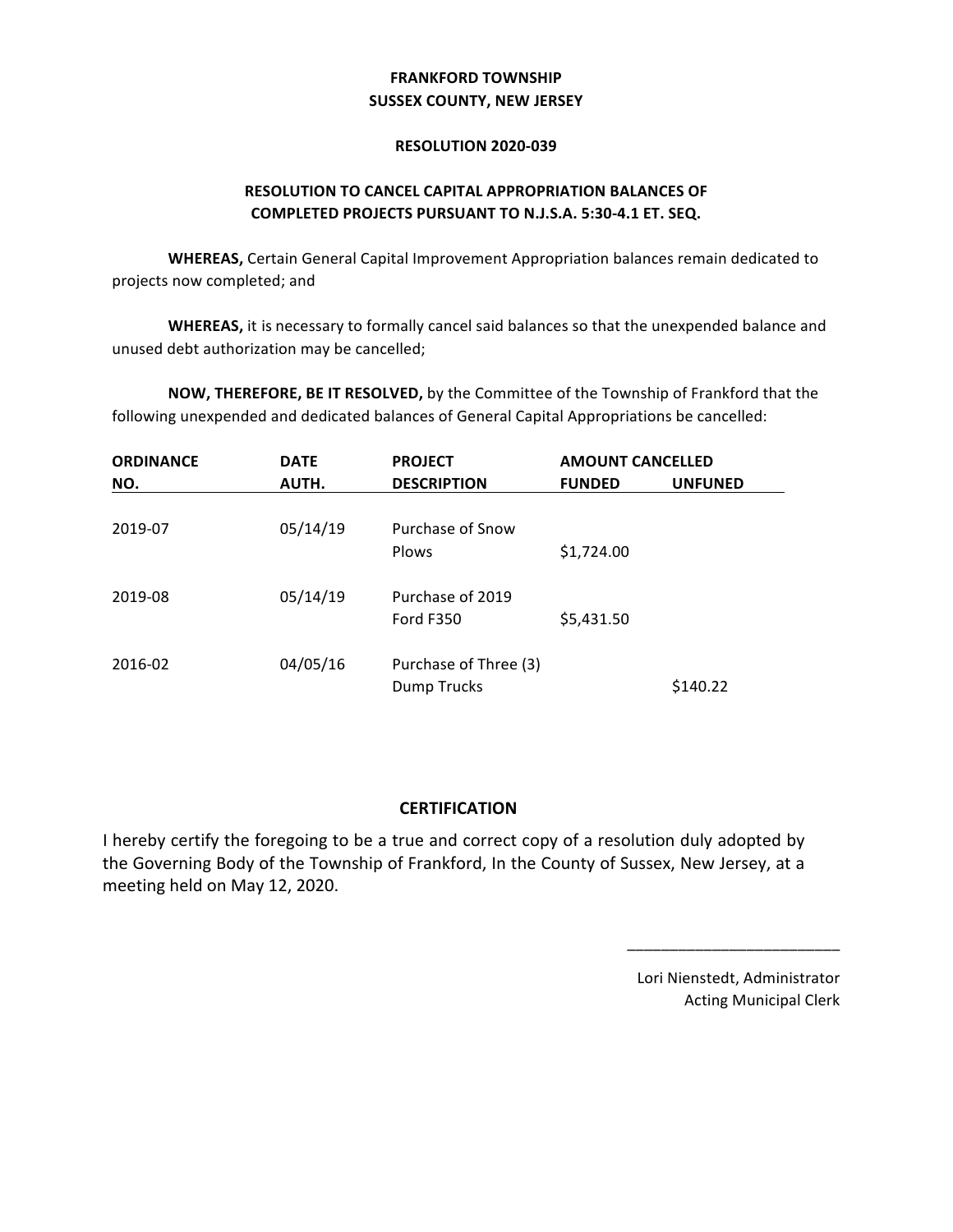**FRANKFORD TOWNSHIP**
**SUSSEX COUNTY, NEW JERSEY**

**RESOLUTION 2020-039**

**RESOLUTION TO CANCEL CAPITAL APPROPRIATION BALANCES OF COMPLETED PROJECTS PURSUANT TO N.J.S.A. 5:30-4.1 ET. SEQ.**

**WHEREAS,** Certain General Capital Improvement Appropriation balances remain dedicated to projects now completed; and

**WHEREAS,** it is necessary to formally cancel said balances so that the unexpended balance and unused debt authorization may be cancelled;

**NOW, THEREFORE, BE IT RESOLVED,** by the Committee of the Township of Frankford that the following unexpended and dedicated balances of General Capital Appropriations be cancelled:

| ORDINANCE NO. | DATE AUTH. | PROJECT DESCRIPTION | AMOUNT CANCELLED FUNDED | UNFUNED |
|---|---|---|---|---|
| 2019-07 | 05/14/19 | Purchase of Snow Plows | $1,724.00 | |
| 2019-08 | 05/14/19 | Purchase of 2019 Ford F350 | $5,431.50 | |
| 2016-02 | 04/05/16 | Purchase of Three (3) Dump Trucks | | $140.22 |

**CERTIFICATION**

I hereby certify the foregoing to be a true and correct copy of a resolution duly adopted by the Governing Body of the Township of Frankford, In the County of Sussex, New Jersey, at a meeting held on May 12, 2020.

\_\_\_\_\_\_\_\_\_\_\_\_\_\_\_\_\_\_\_\_\_\_\_\_\_

Lori Nienstedt, Administrator
Acting Municipal Clerk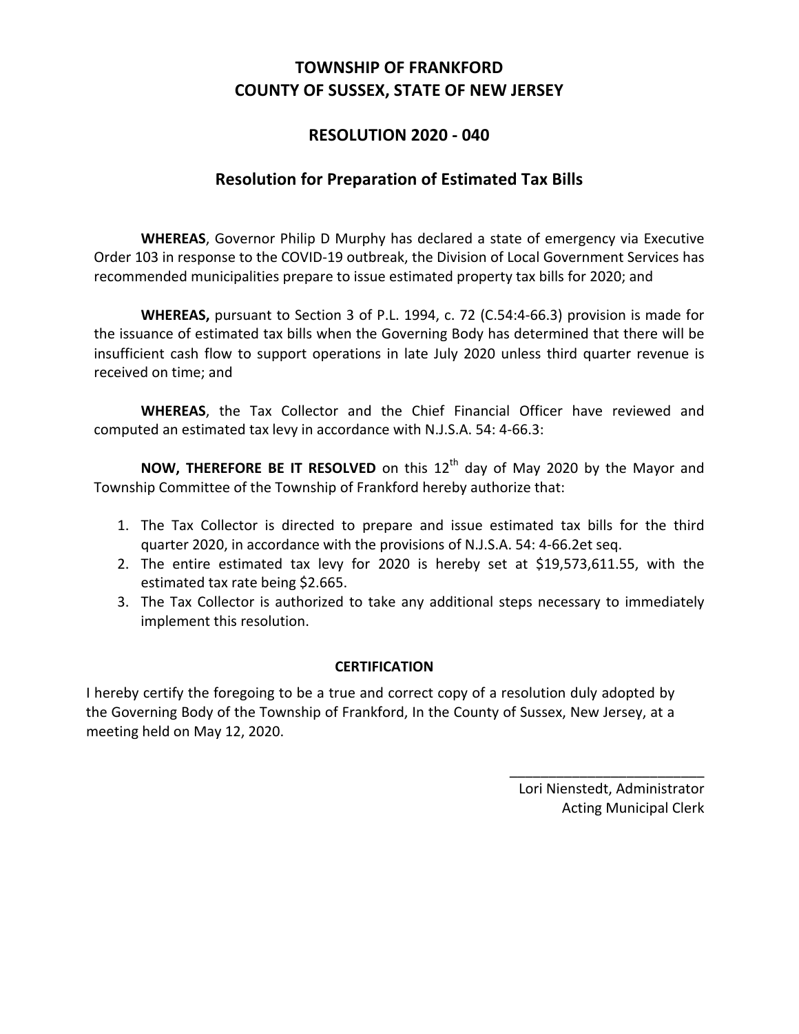# TOWNSHIP OF FRANKFORD
# COUNTY OF SUSSEX, STATE OF NEW JERSEY

## RESOLUTION 2020 - 040

### Resolution for Preparation of Estimated Tax Bills

**WHEREAS**, Governor Philip D Murphy has declared a state of emergency via Executive Order 103 in response to the COVID-19 outbreak, the Division of Local Government Services has recommended municipalities prepare to issue estimated property tax bills for 2020; and

**WHEREAS,** pursuant to Section 3 of P.L. 1994, c. 72 (C.54:4-66.3) provision is made for the issuance of estimated tax bills when the Governing Body has determined that there will be insufficient cash flow to support operations in late July 2020 unless third quarter revenue is received on time; and

**WHEREAS**, the Tax Collector and the Chief Financial Officer have reviewed and computed an estimated tax levy in accordance with N.J.S.A. 54: 4-66.3:

**NOW, THEREFORE BE IT RESOLVED** on this 12th day of May 2020 by the Mayor and Township Committee of the Township of Frankford hereby authorize that:

1. The Tax Collector is directed to prepare and issue estimated tax bills for the third quarter 2020, in accordance with the provisions of N.J.S.A. 54: 4-66.2et seq.
2. The entire estimated tax levy for 2020 is hereby set at $19,573,611.55, with the estimated tax rate being $2.665.
3. The Tax Collector is authorized to take any additional steps necessary to immediately implement this resolution.

**CERTIFICATION**

I hereby certify the foregoing to be a true and correct copy of a resolution duly adopted by the Governing Body of the Township of Frankford, In the County of Sussex, New Jersey, at a meeting held on May 12, 2020.

\_\_\_\_\_\_\_\_\_\_\_\_\_\_\_\_\_\_\_\_\_\_\_\_\_\_

Lori Nienstedt, Administrator
Acting Municipal Clerk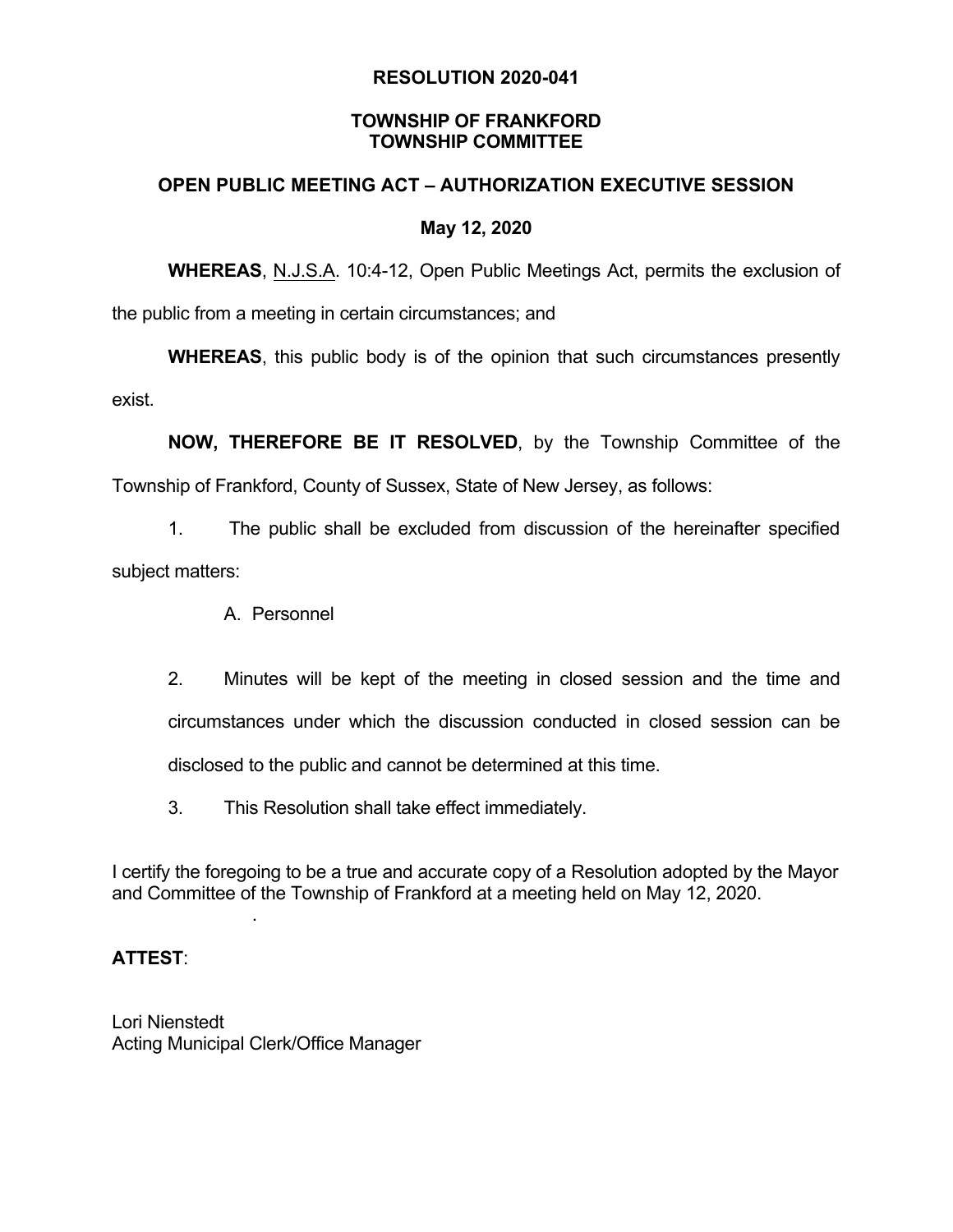# RESOLUTION 2020-041

## TOWNSHIP OF FRANKFORD
## TOWNSHIP COMMITTEE

### OPEN PUBLIC MEETING ACT – AUTHORIZATION EXECUTIVE SESSION

**May 12, 2020**

**WHEREAS**, N.J.S.A. 10:4-12, Open Public Meetings Act, permits the exclusion of the public from a meeting in certain circumstances; and

**WHEREAS**, this public body is of the opinion that such circumstances presently exist.

**NOW, THEREFORE BE IT RESOLVED**, by the Township Committee of the Township of Frankford, County of Sussex, State of New Jersey, as follows:

1. The public shall be excluded from discussion of the hereinafter specified subject matters:

   A. Personnel

2. Minutes will be kept of the meeting in closed session and the time and circumstances under which the discussion conducted in closed session can be disclosed to the public and cannot be determined at this time.

3. This Resolution shall take effect immediately.

I certify the foregoing to be a true and accurate copy of a Resolution adopted by the Mayor and Committee of the Township of Frankford at a meeting held on May 12, 2020.

.

**ATTEST**:

Lori Nienstedt
Acting Municipal Clerk/Office Manager